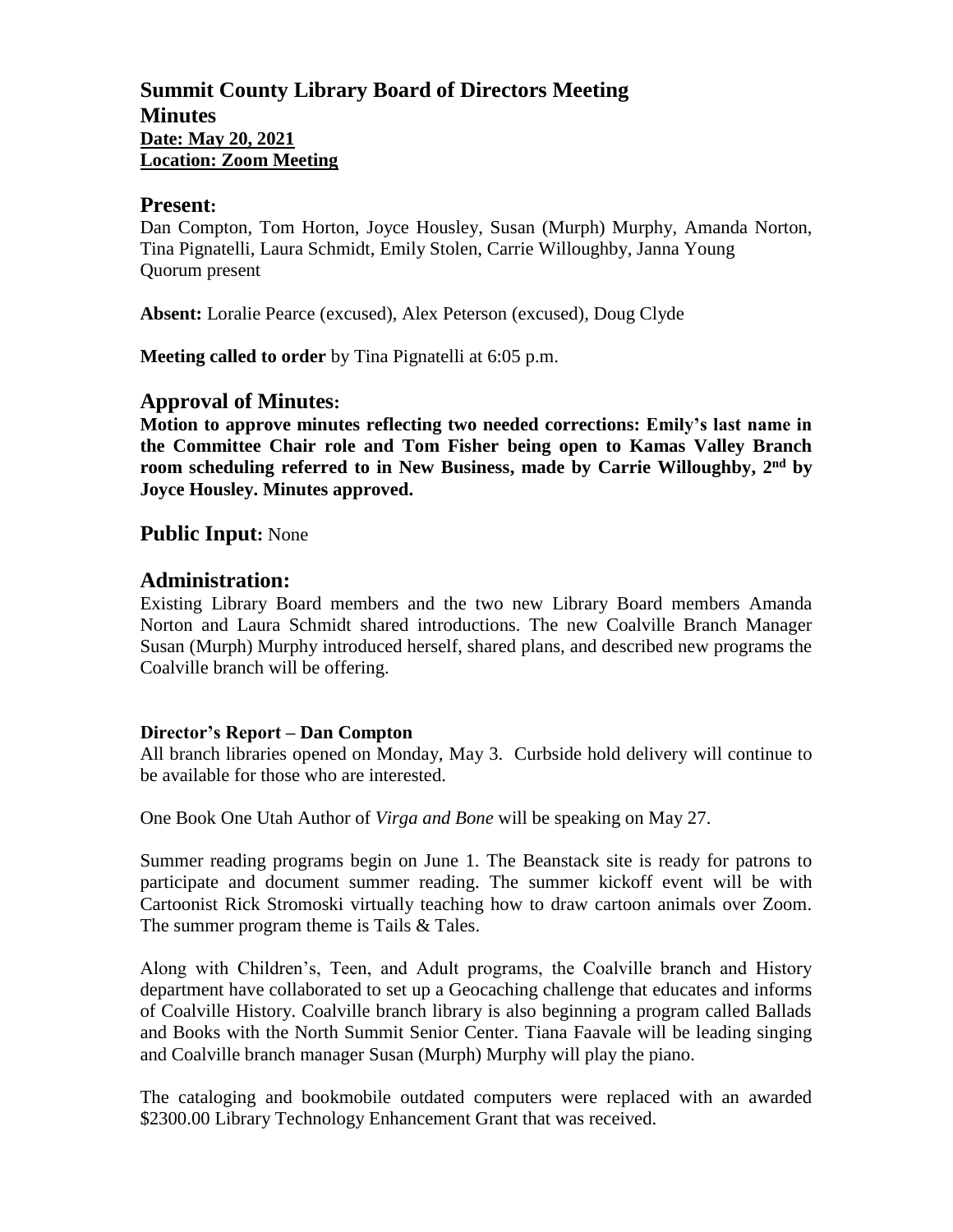# Summit County Library Board of Directors Meeting

## Minutes

**Date: May 20, 2021**
**Location: Zoom Meeting**

## Present:

Dan Compton, Tom Horton, Joyce Housley, Susan (Murph) Murphy, Amanda Norton, Tina Pignatelli, Laura Schmidt, Emily Stolen, Carrie Willoughby, Janna Young
Quorum present

**Absent:** Loralie Pearce (excused), Alex Peterson (excused), Doug Clyde

**Meeting called to order** by Tina Pignatelli at 6:05 p.m.

## Approval of Minutes:

**Motion to approve minutes reflecting two needed corrections: Emily's last name in the Committee Chair role and Tom Fisher being open to Kamas Valley Branch room scheduling referred to in New Business, made by Carrie Willoughby, 2nd by Joyce Housley. Minutes approved.**

## Public Input: None

## Administration:

Existing Library Board members and the two new Library Board members Amanda Norton and Laura Schmidt shared introductions. The new Coalville Branch Manager Susan (Murph) Murphy introduced herself, shared plans, and described new programs the Coalville branch will be offering.

### Director's Report – Dan Compton

All branch libraries opened on Monday, May 3. Curbside hold delivery will continue to be available for those who are interested.

One Book One Utah Author of *Virga and Bone* will be speaking on May 27.

Summer reading programs begin on June 1. The Beanstack site is ready for patrons to participate and document summer reading. The summer kickoff event will be with Cartoonist Rick Stromoski virtually teaching how to draw cartoon animals over Zoom. The summer program theme is Tails & Tales.

Along with Children's, Teen, and Adult programs, the Coalville branch and History department have collaborated to set up a Geocaching challenge that educates and informs of Coalville History. Coalville branch library is also beginning a program called Ballads and Books with the North Summit Senior Center. Tiana Faavale will be leading singing and Coalville branch manager Susan (Murph) Murphy will play the piano.

The cataloging and bookmobile outdated computers were replaced with an awarded $2300.00 Library Technology Enhancement Grant that was received.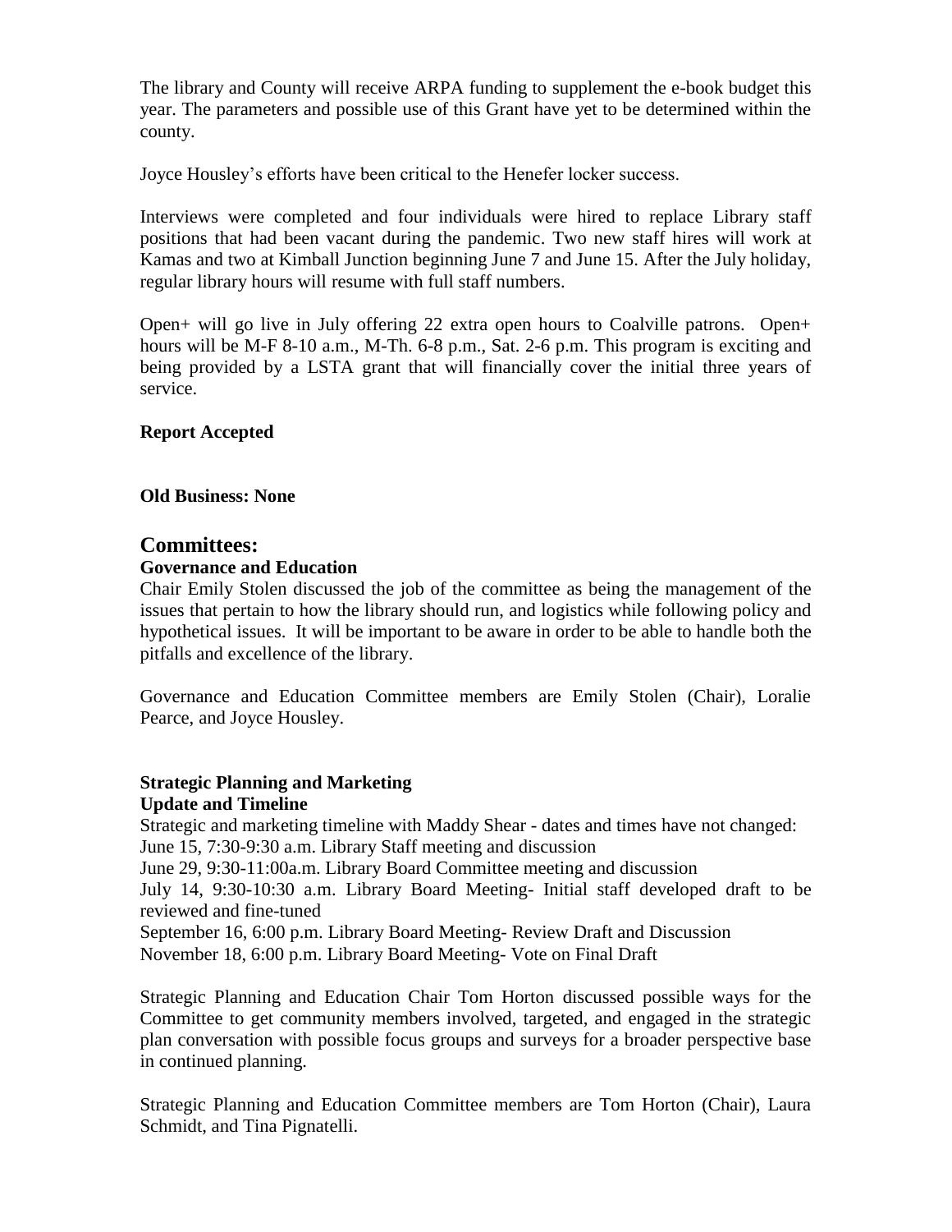The library and County will receive ARPA funding to supplement the e-book budget this year. The parameters and possible use of this Grant have yet to be determined within the county.

Joyce Housley's efforts have been critical to the Henefer locker success.

Interviews were completed and four individuals were hired to replace Library staff positions that had been vacant during the pandemic. Two new staff hires will work at Kamas and two at Kimball Junction beginning June 7 and June 15. After the July holiday, regular library hours will resume with full staff numbers.

Open+ will go live in July offering 22 extra open hours to Coalville patrons. Open+ hours will be M-F 8-10 a.m., M-Th. 6-8 p.m., Sat. 2-6 p.m. This program is exciting and being provided by a LSTA grant that will financially cover the initial three years of service.

**Report Accepted**

**Old Business: None**

## Committees:

**Governance and Education**

Chair Emily Stolen discussed the job of the committee as being the management of the issues that pertain to how the library should run, and logistics while following policy and hypothetical issues. It will be important to be aware in order to be able to handle both the pitfalls and excellence of the library.

Governance and Education Committee members are Emily Stolen (Chair), Loralie Pearce, and Joyce Housley.

**Strategic Planning and Marketing**
**Update and Timeline**

Strategic and marketing timeline with Maddy Shear - dates and times have not changed:
June 15, 7:30-9:30 a.m. Library Staff meeting and discussion
June 29, 9:30-11:00a.m. Library Board Committee meeting and discussion
July 14, 9:30-10:30 a.m. Library Board Meeting- Initial staff developed draft to be reviewed and fine-tuned
September 16, 6:00 p.m. Library Board Meeting- Review Draft and Discussion
November 18, 6:00 p.m. Library Board Meeting- Vote on Final Draft

Strategic Planning and Education Chair Tom Horton discussed possible ways for the Committee to get community members involved, targeted, and engaged in the strategic plan conversation with possible focus groups and surveys for a broader perspective base in continued planning.

Strategic Planning and Education Committee members are Tom Horton (Chair), Laura Schmidt, and Tina Pignatelli.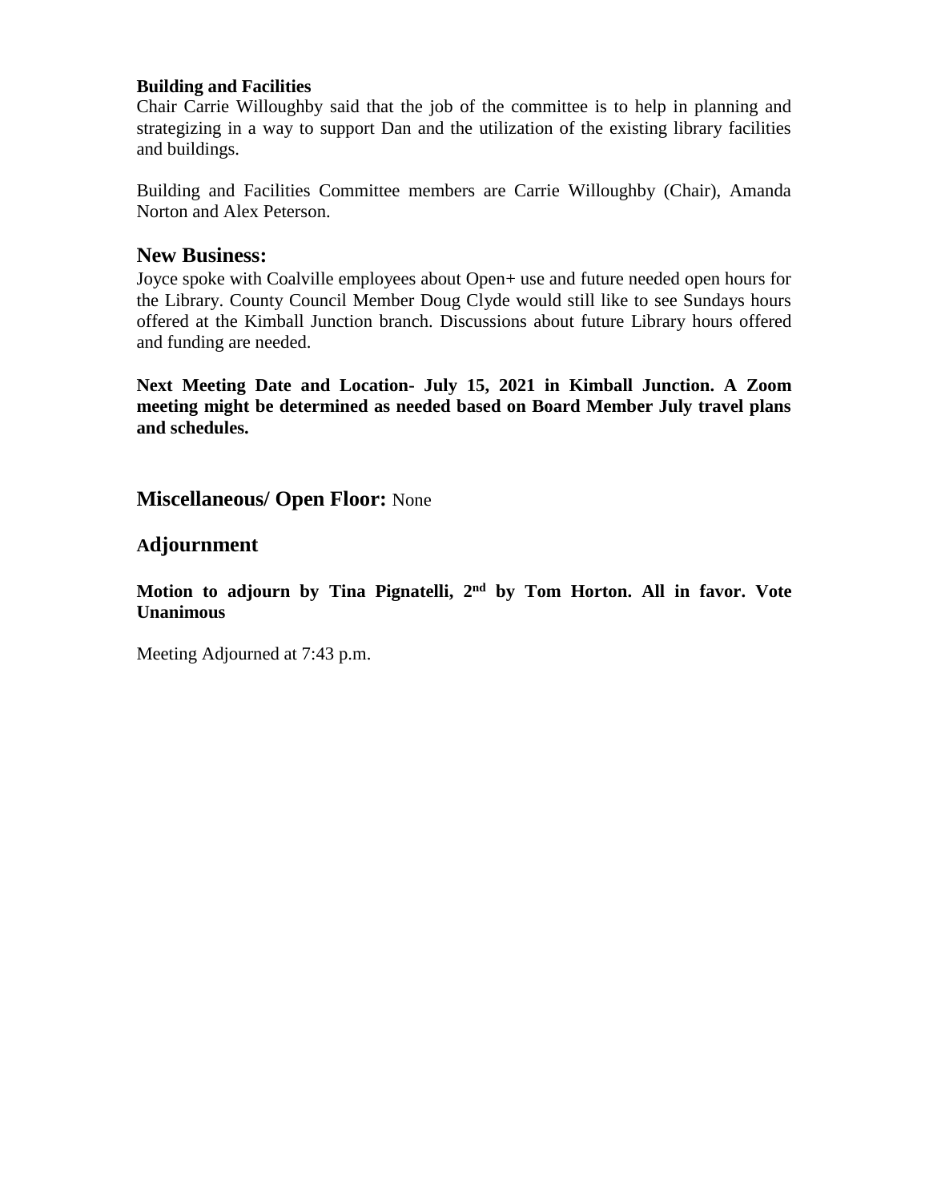**Building and Facilities**

Chair Carrie Willoughby said that the job of the committee is to help in planning and strategizing in a way to support Dan and the utilization of the existing library facilities and buildings.

Building and Facilities Committee members are Carrie Willoughby (Chair), Amanda Norton and Alex Peterson.

## New Business:

Joyce spoke with Coalville employees about Open+ use and future needed open hours for the Library. County Council Member Doug Clyde would still like to see Sundays hours offered at the Kimball Junction branch. Discussions about future Library hours offered and funding are needed.

**Next Meeting Date and Location- July 15, 2021 in Kimball Junction. A Zoom meeting might be determined as needed based on Board Member July travel plans and schedules.**

## Miscellaneous/ Open Floor: None

## Adjournment

**Motion to adjourn by Tina Pignatelli, 2nd by Tom Horton. All in favor. Vote Unanimous**

Meeting Adjourned at 7:43 p.m.